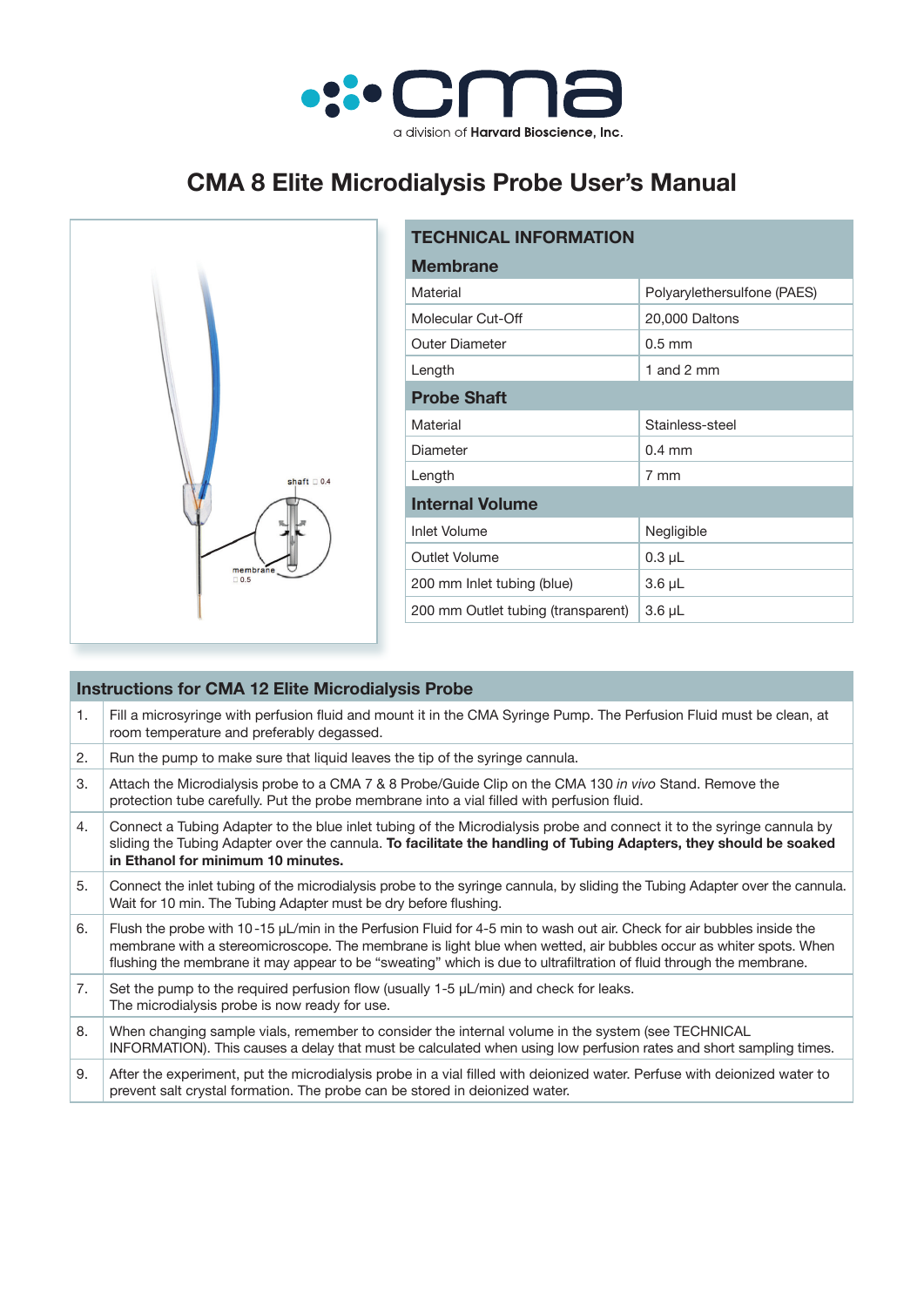a division of **Harvard Bioscience, Inc.**

# CMA 8 Elite Microdialysis Probe User's Manual

| TECHNICAL INFORMATION | |
|---|---|
| **Membrane** | |
| Material | Polyarylethersulfone (PAES) |
| Molecular Cut-Off | 20,000 Daltons |
| Outer Diameter | 0.5 mm |
| Length | 1 and 2 mm |
| **Probe Shaft** | |
| Material | Stainless-steel |
| Diameter | 0.4 mm |
| Length | 7 mm |
| **Internal Volume** | |
| Inlet Volume | Negligible |
| Outlet Volume | 0.3 µL |
| 200 mm Inlet tubing (blue) | 3.6 µL |
| 200 mm Outlet tubing (transparent) | 3.6 µL |

| Instructions for CMA 12 Elite Microdialysis Probe | |
|---|---|
| 1. | Fill a microsyringe with perfusion fluid and mount it in the CMA Syringe Pump. The Perfusion Fluid must be clean, at room temperature and preferably degassed. |
| 2. | Run the pump to make sure that liquid leaves the tip of the syringe cannula. |
| 3. | Attach the Microdialysis probe to a CMA 7 & 8 Probe/Guide Clip on the CMA 130 *in vivo* Stand. Remove the protection tube carefully. Put the probe membrane into a vial filled with perfusion fluid. |
| 4. | Connect a Tubing Adapter to the blue inlet tubing of the Microdialysis probe and connect it to the syringe cannula by sliding the Tubing Adapter over the cannula. **To facilitate the handling of Tubing Adapters, they should be soaked in Ethanol for minimum 10 minutes.** |
| 5. | Connect the inlet tubing of the microdialysis probe to the syringe cannula, by sliding the Tubing Adapter over the cannula. Wait for 10 min. The Tubing Adapter must be dry before flushing. |
| 6. | Flush the probe with 10-15 µL/min in the Perfusion Fluid for 4-5 min to wash out air. Check for air bubbles inside the membrane with a stereomicroscope. The membrane is light blue when wetted, air bubbles occur as whiter spots. When flushing the membrane it may appear to be "sweating" which is due to ultrafiltration of fluid through the membrane. |
| 7. | Set the pump to the required perfusion flow (usually 1-5 µL/min) and check for leaks. The microdialysis probe is now ready for use. |
| 8. | When changing sample vials, remember to consider the internal volume in the system (see TECHNICAL INFORMATION). This causes a delay that must be calculated when using low perfusion rates and short sampling times. |
| 9. | After the experiment, put the microdialysis probe in a vial filled with deionized water. Perfuse with deionized water to prevent salt crystal formation. The probe can be stored in deionized water. |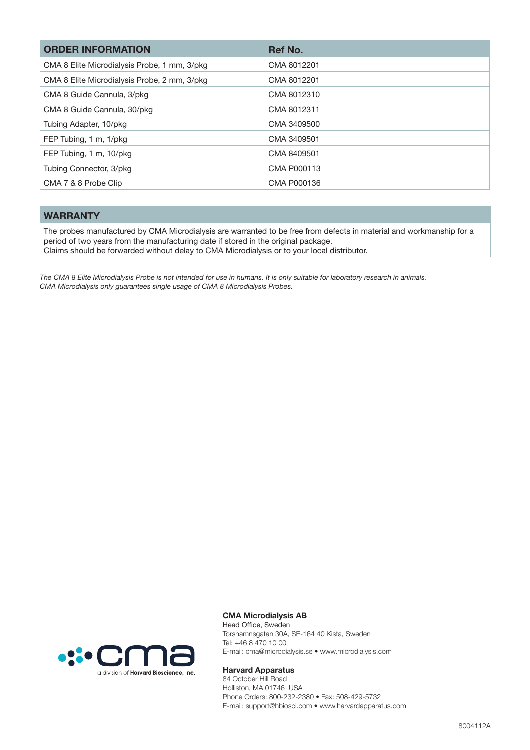| ORDER INFORMATION | Ref No. |
|---|---|
| CMA 8 Elite Microdialysis Probe, 1 mm, 3/pkg | CMA 8012201 |
| CMA 8 Elite Microdialysis Probe, 2 mm, 3/pkg | CMA 8012201 |
| CMA 8 Guide Cannula, 3/pkg | CMA 8012310 |
| CMA 8 Guide Cannula, 30/pkg | CMA 8012311 |
| Tubing Adapter, 10/pkg | CMA 3409500 |
| FEP Tubing, 1 m, 1/pkg | CMA 3409501 |
| FEP Tubing, 1 m, 10/pkg | CMA 8409501 |
| Tubing Connector, 3/pkg | CMA P000113 |
| CMA 7 & 8 Probe Clip | CMA P000136 |

## WARRANTY

The probes manufactured by CMA Microdialysis are warranted to be free from defects in material and workmanship for a period of two years from the manufacturing date if stored in the original package.
Claims should be forwarded without delay to CMA Microdialysis or to your local distributor.

*The CMA 8 Elite Microdialysis Probe is not intended for use in humans. It is only suitable for laboratory research in animals.*
*CMA Microdialysis only guarantees single usage of CMA 8 Microdialysis Probes.*

cma
a division of **Harvard Bioscience, Inc.**

**CMA Microdialysis AB**
Head Office, Sweden
Torshamnsgatan 30A, SE-164 40 Kista, Sweden
Tel: +46 8 470 10 00
E-mail: cma@microdialysis.se • www.microdialysis.com

**Harvard Apparatus**
84 October Hill Road
Holliston, MA 01746 USA
Phone Orders: 800-232-2380 • Fax: 508-429-5732
E-mail: support@hbiosci.com • www.harvardapparatus.com

8004112A